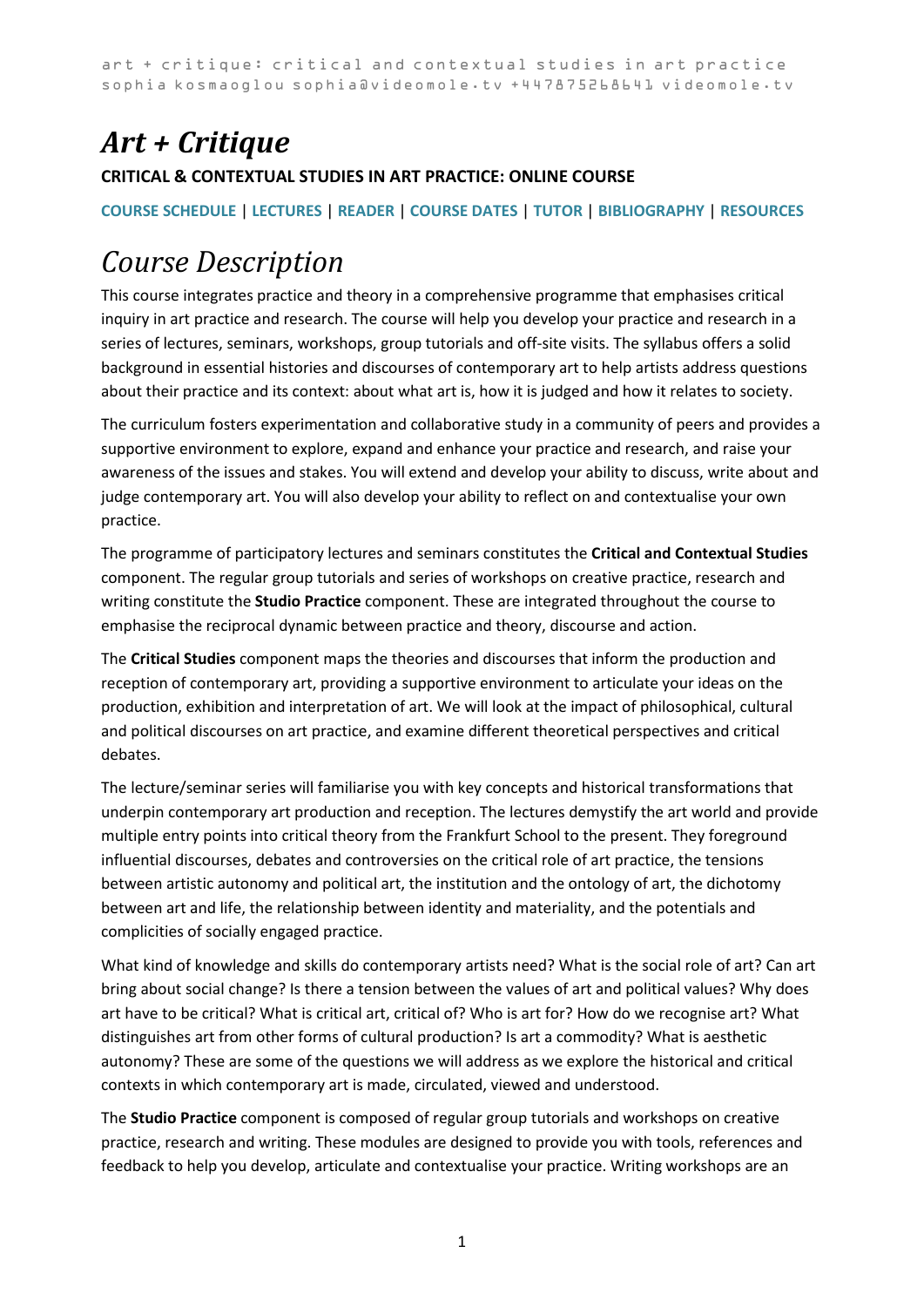# *Art + Critique*

**CRITICAL & CONTEXTUAL STUDIES IN ART PRACTICE: ONLINE COURSE**

**COURSE SCHEDULE** | **LECTURES** | **READER** | **COURSE DATES** | **TUTOR** | **BIBLIOGRAPHY** | **RESOURCES**

# *Course Description*

This course integrates practice and theory in a comprehensive programme that emphasises critical inquiry in art practice and research. The course will help you develop your practice and research in a series of lectures, seminars, workshops, group tutorials and off-site visits. The syllabus offers a solid background in essential histories and discourses of contemporary art to help artists address questions about their practice and its context: about what art is, how it is judged and how it relates to society.

The curriculum fosters experimentation and collaborative study in a community of peers and provides a supportive environment to explore, expand and enhance your practice and research, and raise your awareness of the issues and stakes. You will extend and develop your ability to discuss, write about and judge contemporary art. You will also develop your ability to reflect on and contextualise your own practice.

The programme of participatory lectures and seminars constitutes the **Critical and Contextual Studies** component. The regular group tutorials and series of workshops on creative practice, research and writing constitute the **Studio Practice** component. These are integrated throughout the course to emphasise the reciprocal dynamic between practice and theory, discourse and action.

The **Critical Studies** component maps the theories and discourses that inform the production and reception of contemporary art, providing a supportive environment to articulate your ideas on the production, exhibition and interpretation of art. We will look at the impact of philosophical, cultural and political discourses on art practice, and examine different theoretical perspectives and critical debates.

The lecture/seminar series will familiarise you with key concepts and historical transformations that underpin contemporary art production and reception. The lectures demystify the art world and provide multiple entry points into critical theory from the Frankfurt School to the present. They foreground influential discourses, debates and controversies on the critical role of art practice, the tensions between artistic autonomy and political art, the institution and the ontology of art, the dichotomy between art and life, the relationship between identity and materiality, and the potentials and complicities of socially engaged practice.

What kind of knowledge and skills do contemporary artists need? What is the social role of art? Can art bring about social change? Is there a tension between the values of art and political values? Why does art have to be critical? What is critical art, critical of? Who is art for? How do we recognise art? What distinguishes art from other forms of cultural production? Is art a commodity? What is aesthetic autonomy? These are some of the questions we will address as we explore the historical and critical contexts in which contemporary art is made, circulated, viewed and understood.

The **Studio Practice** component is composed of regular group tutorials and workshops on creative practice, research and writing. These modules are designed to provide you with tools, references and feedback to help you develop, articulate and contextualise your practice. Writing workshops are an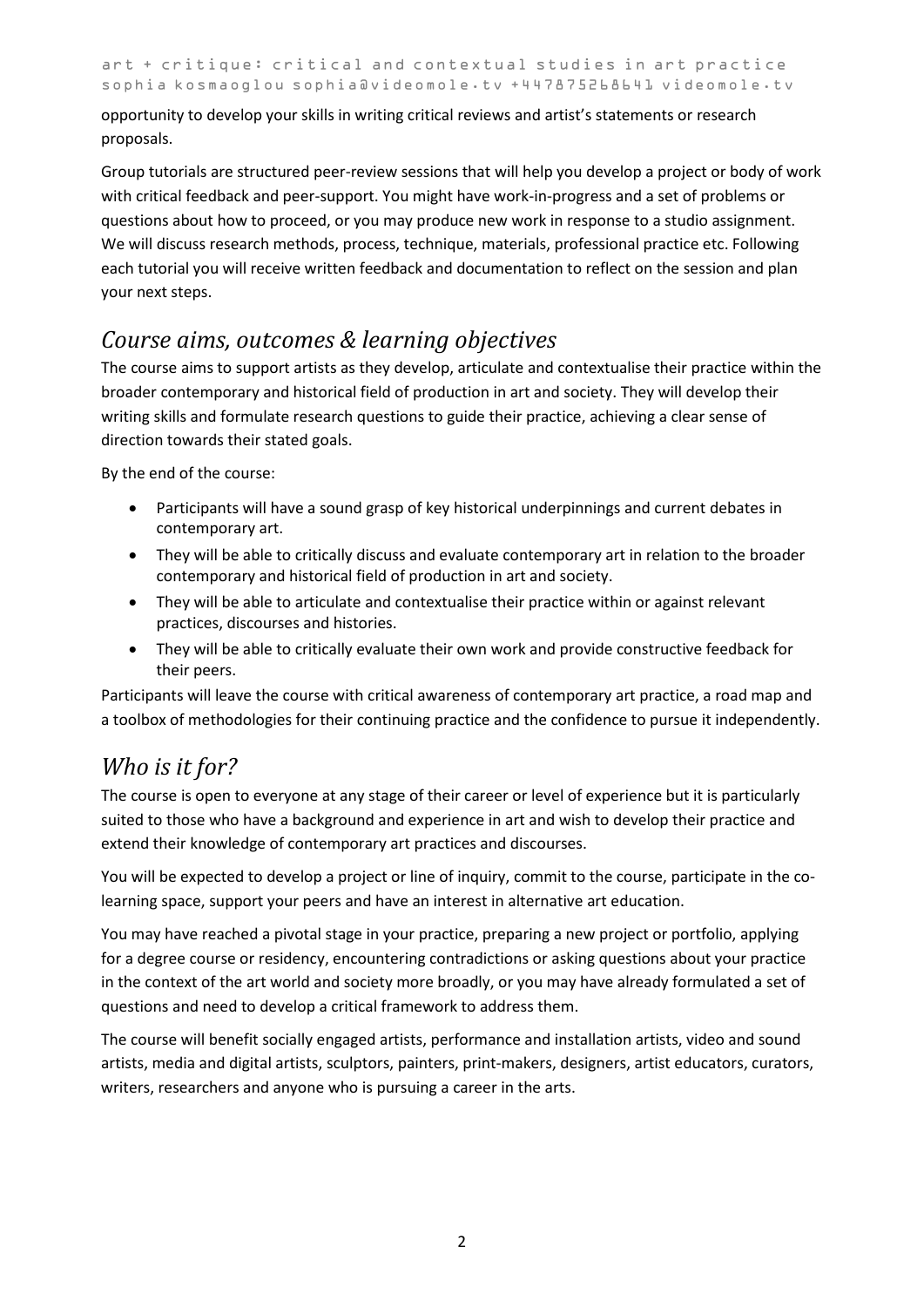opportunity to develop your skills in writing critical reviews and artist's statements or research proposals.

Group tutorials are structured peer-review sessions that will help you develop a project or body of work with critical feedback and peer-support. You might have work-in-progress and a set of problems or questions about how to proceed, or you may produce new work in response to a studio assignment. We will discuss research methods, process, technique, materials, professional practice etc. Following each tutorial you will receive written feedback and documentation to reflect on the session and plan your next steps.

## *Course aims, outcomes & learning objectives*

The course aims to support artists as they develop, articulate and contextualise their practice within the broader contemporary and historical field of production in art and society. They will develop their writing skills and formulate research questions to guide their practice, achieving a clear sense of direction towards their stated goals.

By the end of the course:

- Participants will have a sound grasp of key historical underpinnings and current debates in contemporary art.
- They will be able to critically discuss and evaluate contemporary art in relation to the broader contemporary and historical field of production in art and society.
- They will be able to articulate and contextualise their practice within or against relevant practices, discourses and histories.
- They will be able to critically evaluate their own work and provide constructive feedback for their peers.

Participants will leave the course with critical awareness of contemporary art practice, a road map and a toolbox of methodologies for their continuing practice and the confidence to pursue it independently.

## *Who is it for?*

The course is open to everyone at any stage of their career or level of experience but it is particularly suited to those who have a background and experience in art and wish to develop their practice and extend their knowledge of contemporary art practices and discourses.

You will be expected to develop a project or line of inquiry, commit to the course, participate in the co-learning space, support your peers and have an interest in alternative art education.

You may have reached a pivotal stage in your practice, preparing a new project or portfolio, applying for a degree course or residency, encountering contradictions or asking questions about your practice in the context of the art world and society more broadly, or you may have already formulated a set of questions and need to develop a critical framework to address them.

The course will benefit socially engaged artists, performance and installation artists, video and sound artists, media and digital artists, sculptors, painters, print-makers, designers, artist educators, curators, writers, researchers and anyone who is pursuing a career in the arts.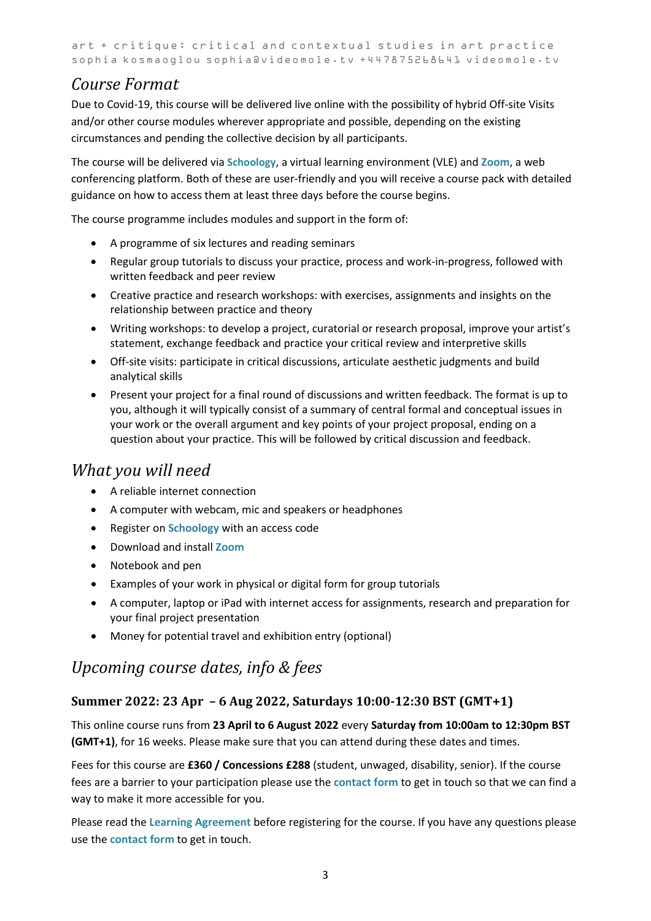## *Course Format*

Due to Covid-19, this course will be delivered live online with the possibility of hybrid Off-site Visits and/or other course modules wherever appropriate and possible, depending on the existing circumstances and pending the collective decision by all participants.

The course will be delivered via **Schoology**, a virtual learning environment (VLE) and **Zoom**, a web conferencing platform. Both of these are user-friendly and you will receive a course pack with detailed guidance on how to access them at least three days before the course begins.

The course programme includes modules and support in the form of:

- A programme of six lectures and reading seminars
- Regular group tutorials to discuss your practice, process and work-in-progress, followed with written feedback and peer review
- Creative practice and research workshops: with exercises, assignments and insights on the relationship between practice and theory
- Writing workshops: to develop a project, curatorial or research proposal, improve your artist's statement, exchange feedback and practice your critical review and interpretive skills
- Off-site visits: participate in critical discussions, articulate aesthetic judgments and build analytical skills
- Present your project for a final round of discussions and written feedback. The format is up to you, although it will typically consist of a summary of central formal and conceptual issues in your work or the overall argument and key points of your project proposal, ending on a question about your practice. This will be followed by critical discussion and feedback.

## *What you will need*

- A reliable internet connection
- A computer with webcam, mic and speakers or headphones
- Register on **Schoology** with an access code
- Download and install **Zoom**
- Notebook and pen
- Examples of your work in physical or digital form for group tutorials
- A computer, laptop or iPad with internet access for assignments, research and preparation for your final project presentation
- Money for potential travel and exhibition entry (optional)

## *Upcoming course dates, info & fees*

### Summer 2022: 23 Apr – 6 Aug 2022, Saturdays 10:00-12:30 BST (GMT+1)

This online course runs from **23 April to 6 August 2022** every **Saturday from 10:00am to 12:30pm BST (GMT+1)**, for 16 weeks. Please make sure that you can attend during these dates and times.

Fees for this course are **£360 / Concessions £288** (student, unwaged, disability, senior). If the course fees are a barrier to your participation please use the **contact form** to get in touch so that we can find a way to make it more accessible for you.

Please read the **Learning Agreement** before registering for the course. If you have any questions please use the **contact form** to get in touch.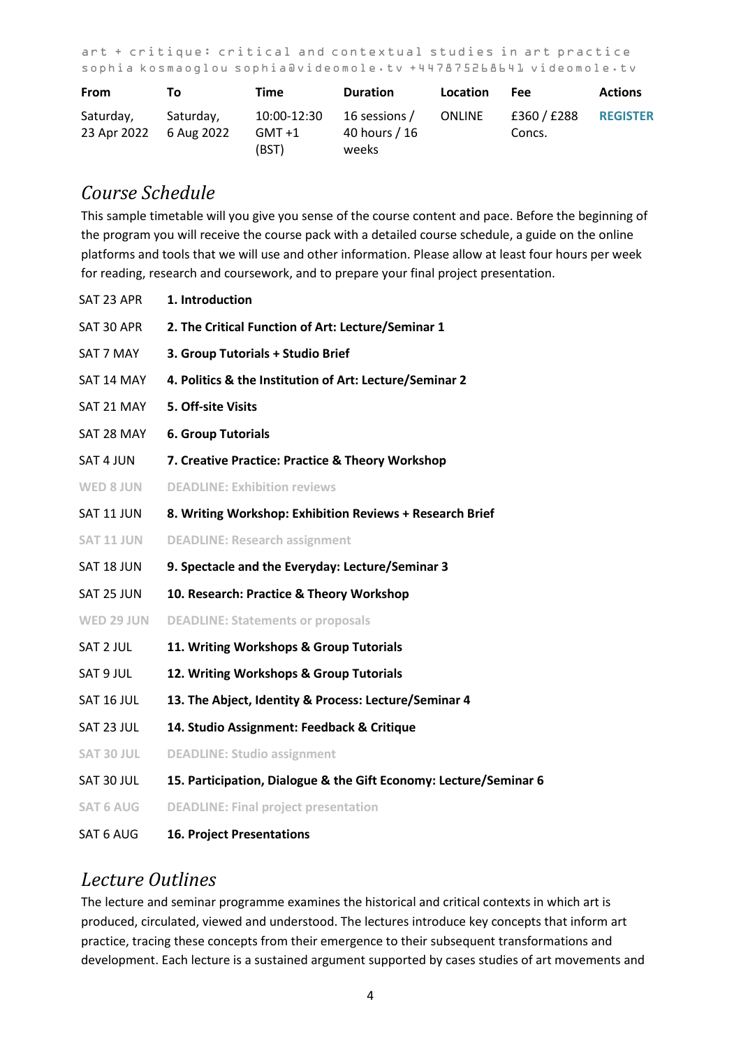art + critique: critical and contextual studies in art practice
sophia kosmaoglou sophia@videomole.tv +447875268641 videomole.tv

| From | To | Time | Duration | Location | Fee | Actions |
|---|---|---|---|---|---|---|
| Saturday, 23 Apr 2022 | Saturday, 6 Aug 2022 | 10:00-12:30 GMT +1 (BST) | 16 sessions / 40 hours / 16 weeks | ONLINE | £360 / £288 Concs. | **REGISTER** |

## *Course Schedule*

This sample timetable will you give you sense of the course content and pace. Before the beginning of the program you will receive the course pack with a detailed course schedule, a guide on the online platforms and tools that we will use and other information. Please allow at least four hours per week for reading, research and coursework, and to prepare your final project presentation.

| | |
|---|---|
| SAT 23 APR | **1. Introduction** |
| SAT 30 APR | **2. The Critical Function of Art: Lecture/Seminar 1** |
| SAT 7 MAY | **3. Group Tutorials + Studio Brief** |
| SAT 14 MAY | **4. Politics & the Institution of Art: Lecture/Seminar 2** |
| SAT 21 MAY | **5. Off-site Visits** |
| SAT 28 MAY | **6. Group Tutorials** |
| SAT 4 JUN | **7. Creative Practice: Practice & Theory Workshop** |
| WED 8 JUN | DEADLINE: Exhibition reviews |
| SAT 11 JUN | **8. Writing Workshop: Exhibition Reviews + Research Brief** |
| SAT 11 JUN | DEADLINE: Research assignment |
| SAT 18 JUN | **9. Spectacle and the Everyday: Lecture/Seminar 3** |
| SAT 25 JUN | **10. Research: Practice & Theory Workshop** |
| WED 29 JUN | DEADLINE: Statements or proposals |
| SAT 2 JUL | **11. Writing Workshops & Group Tutorials** |
| SAT 9 JUL | **12. Writing Workshops & Group Tutorials** |
| SAT 16 JUL | **13. The Abject, Identity & Process: Lecture/Seminar 4** |
| SAT 23 JUL | **14. Studio Assignment: Feedback & Critique** |
| SAT 30 JUL | DEADLINE: Studio assignment |
| SAT 30 JUL | **15. Participation, Dialogue & the Gift Economy: Lecture/Seminar 6** |
| SAT 6 AUG | DEADLINE: Final project presentation |
| SAT 6 AUG | **16. Project Presentations** |

## *Lecture Outlines*

The lecture and seminar programme examines the historical and critical contexts in which art is produced, circulated, viewed and understood. The lectures introduce key concepts that inform art practice, tracing these concepts from their emergence to their subsequent transformations and development. Each lecture is a sustained argument supported by cases studies of art movements and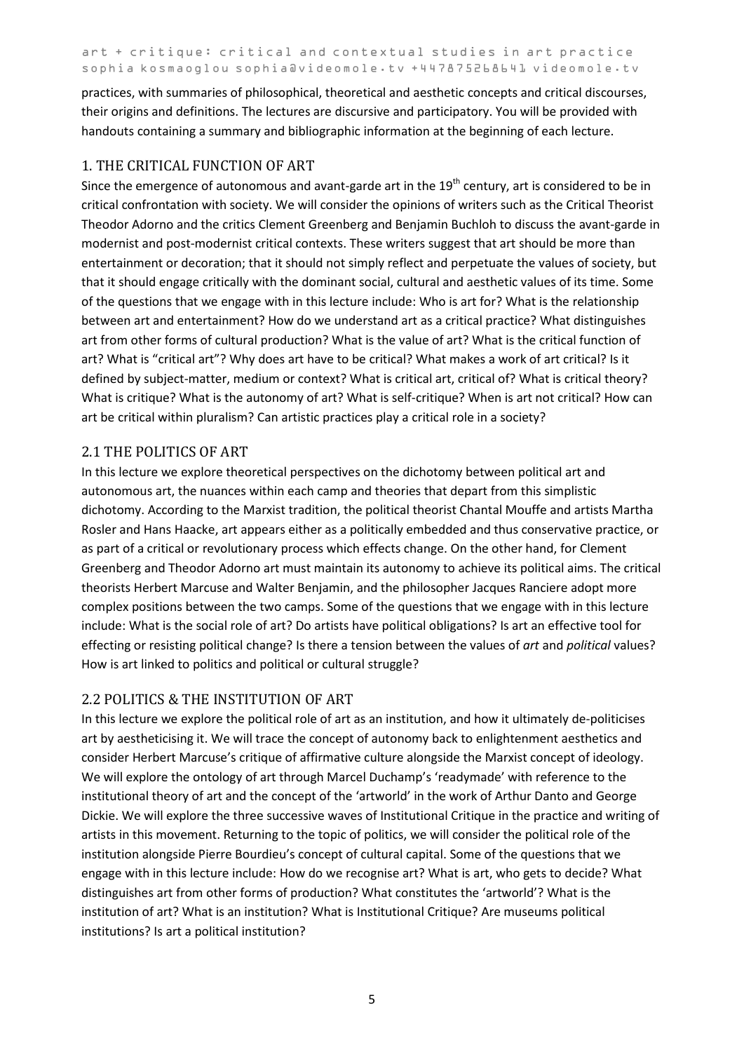practices, with summaries of philosophical, theoretical and aesthetic concepts and critical discourses, their origins and definitions. The lectures are discursive and participatory. You will be provided with handouts containing a summary and bibliographic information at the beginning of each lecture.

## 1. THE CRITICAL FUNCTION OF ART

Since the emergence of autonomous and avant-garde art in the 19th century, art is considered to be in critical confrontation with society. We will consider the opinions of writers such as the Critical Theorist Theodor Adorno and the critics Clement Greenberg and Benjamin Buchloh to discuss the avant-garde in modernist and post-modernist critical contexts. These writers suggest that art should be more than entertainment or decoration; that it should not simply reflect and perpetuate the values of society, but that it should engage critically with the dominant social, cultural and aesthetic values of its time. Some of the questions that we engage with in this lecture include: Who is art for? What is the relationship between art and entertainment? How do we understand art as a critical practice? What distinguishes art from other forms of cultural production? What is the value of art? What is the critical function of art? What is "critical art"? Why does art have to be critical? What makes a work of art critical? Is it defined by subject-matter, medium or context? What is critical art, critical of? What is critical theory? What is critique? What is the autonomy of art? What is self-critique? When is art not critical? How can art be critical within pluralism? Can artistic practices play a critical role in a society?

## 2.1 THE POLITICS OF ART

In this lecture we explore theoretical perspectives on the dichotomy between political art and autonomous art, the nuances within each camp and theories that depart from this simplistic dichotomy. According to the Marxist tradition, the political theorist Chantal Mouffe and artists Martha Rosler and Hans Haacke, art appears either as a politically embedded and thus conservative practice, or as part of a critical or revolutionary process which effects change. On the other hand, for Clement Greenberg and Theodor Adorno art must maintain its autonomy to achieve its political aims. The critical theorists Herbert Marcuse and Walter Benjamin, and the philosopher Jacques Ranciere adopt more complex positions between the two camps. Some of the questions that we engage with in this lecture include: What is the social role of art? Do artists have political obligations? Is art an effective tool for effecting or resisting political change? Is there a tension between the values of *art* and *political* values? How is art linked to politics and political or cultural struggle?

## 2.2 POLITICS & THE INSTITUTION OF ART

In this lecture we explore the political role of art as an institution, and how it ultimately de-politicises art by aestheticising it. We will trace the concept of autonomy back to enlightenment aesthetics and consider Herbert Marcuse's critique of affirmative culture alongside the Marxist concept of ideology. We will explore the ontology of art through Marcel Duchamp's 'readymade' with reference to the institutional theory of art and the concept of the 'artworld' in the work of Arthur Danto and George Dickie. We will explore the three successive waves of Institutional Critique in the practice and writing of artists in this movement. Returning to the topic of politics, we will consider the political role of the institution alongside Pierre Bourdieu's concept of cultural capital. Some of the questions that we engage with in this lecture include: How do we recognise art? What is art, who gets to decide? What distinguishes art from other forms of production? What constitutes the 'artworld'? What is the institution of art? What is an institution? What is Institutional Critique? Are museums political institutions? Is art a political institution?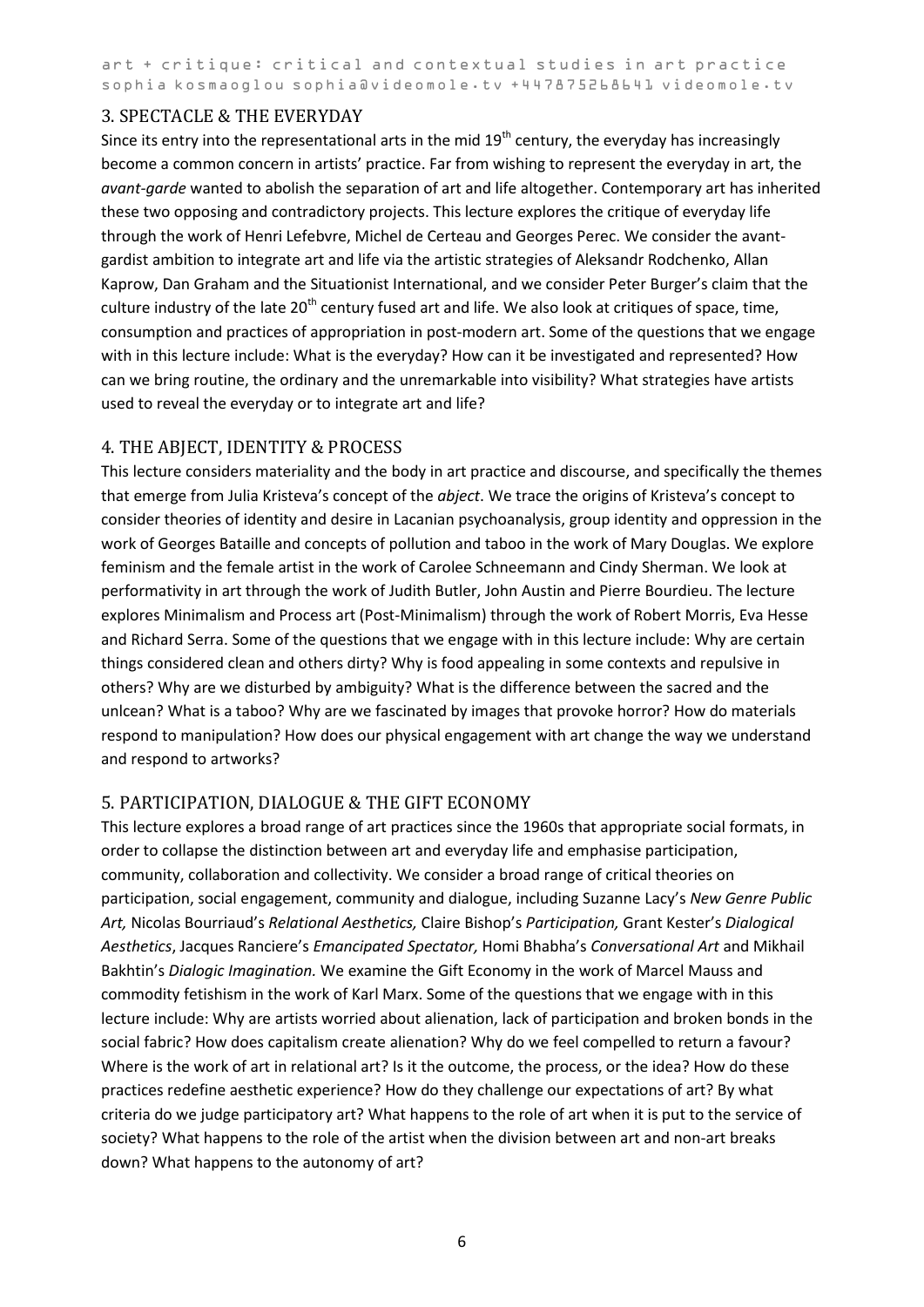## 3. SPECTACLE & THE EVERYDAY

Since its entry into the representational arts in the mid 19th century, the everyday has increasingly become a common concern in artists' practice. Far from wishing to represent the everyday in art, the *avant-garde* wanted to abolish the separation of art and life altogether. Contemporary art has inherited these two opposing and contradictory projects. This lecture explores the critique of everyday life through the work of Henri Lefebvre, Michel de Certeau and Georges Perec. We consider the avant-gardist ambition to integrate art and life via the artistic strategies of Aleksandr Rodchenko, Allan Kaprow, Dan Graham and the Situationist International, and we consider Peter Burger's claim that the culture industry of the late 20th century fused art and life. We also look at critiques of space, time, consumption and practices of appropriation in post-modern art. Some of the questions that we engage with in this lecture include: What is the everyday? How can it be investigated and represented? How can we bring routine, the ordinary and the unremarkable into visibility? What strategies have artists used to reveal the everyday or to integrate art and life?

## 4. THE ABJECT, IDENTITY & PROCESS

This lecture considers materiality and the body in art practice and discourse, and specifically the themes that emerge from Julia Kristeva's concept of the *abject*. We trace the origins of Kristeva's concept to consider theories of identity and desire in Lacanian psychoanalysis, group identity and oppression in the work of Georges Bataille and concepts of pollution and taboo in the work of Mary Douglas. We explore feminism and the female artist in the work of Carolee Schneemann and Cindy Sherman. We look at performativity in art through the work of Judith Butler, John Austin and Pierre Bourdieu. The lecture explores Minimalism and Process art (Post-Minimalism) through the work of Robert Morris, Eva Hesse and Richard Serra. Some of the questions that we engage with in this lecture include: Why are certain things considered clean and others dirty? Why is food appealing in some contexts and repulsive in others? Why are we disturbed by ambiguity? What is the difference between the sacred and the unlcean? What is a taboo? Why are we fascinated by images that provoke horror? How do materials respond to manipulation? How does our physical engagement with art change the way we understand and respond to artworks?

## 5. PARTICIPATION, DIALOGUE & THE GIFT ECONOMY

This lecture explores a broad range of art practices since the 1960s that appropriate social formats, in order to collapse the distinction between art and everyday life and emphasise participation, community, collaboration and collectivity. We consider a broad range of critical theories on participation, social engagement, community and dialogue, including Suzanne Lacy's *New Genre Public Art,* Nicolas Bourriaud's *Relational Aesthetics,* Claire Bishop's *Participation,* Grant Kester's *Dialogical Aesthetics*, Jacques Ranciere's *Emancipated Spectator,* Homi Bhabha's *Conversational Art* and Mikhail Bakhtin's *Dialogic Imagination.* We examine the Gift Economy in the work of Marcel Mauss and commodity fetishism in the work of Karl Marx. Some of the questions that we engage with in this lecture include: Why are artists worried about alienation, lack of participation and broken bonds in the social fabric? How does capitalism create alienation? Why do we feel compelled to return a favour? Where is the work of art in relational art? Is it the outcome, the process, or the idea? How do these practices redefine aesthetic experience? How do they challenge our expectations of art? By what criteria do we judge participatory art? What happens to the role of art when it is put to the service of society? What happens to the role of the artist when the division between art and non-art breaks down? What happens to the autonomy of art?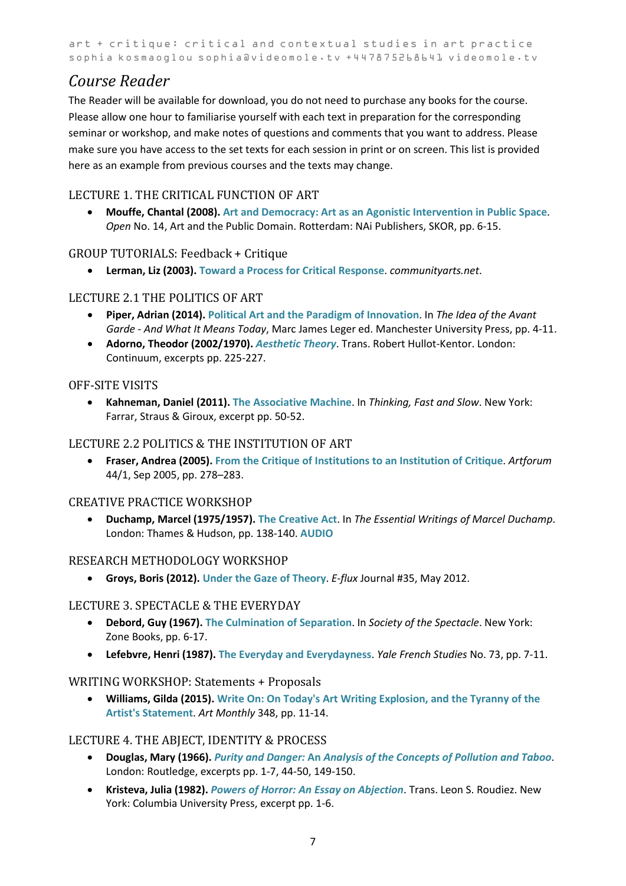# Course Reader

The Reader will be available for download, you do not need to purchase any books for the course. Please allow one hour to familiarise yourself with each text in preparation for the corresponding seminar or workshop, and make notes of questions and comments that you want to address. Please make sure you have access to the set texts for each session in print or on screen. This list is provided here as an example from previous courses and the texts may change.

## LECTURE 1. THE CRITICAL FUNCTION OF ART

- **Mouffe, Chantal (2008).** Art and Democracy: Art as an Agonistic Intervention in Public Space. *Open* No. 14, Art and the Public Domain. Rotterdam: NAi Publishers, SKOR, pp. 6-15.

## GROUP TUTORIALS: Feedback + Critique

- **Lerman, Liz (2003).** Toward a Process for Critical Response. *communityarts.net*.

## LECTURE 2.1 THE POLITICS OF ART

- **Piper, Adrian (2014).** Political Art and the Paradigm of Innovation. In *The Idea of the Avant Garde - And What It Means Today*, Marc James Leger ed. Manchester University Press, pp. 4-11.
- **Adorno, Theodor (2002/1970).** *Aesthetic Theory*. Trans. Robert Hullot-Kentor. London: Continuum, excerpts pp. 225-227.

## OFF-SITE VISITS

- **Kahneman, Daniel (2011).** The Associative Machine. In *Thinking, Fast and Slow*. New York: Farrar, Straus & Giroux, excerpt pp. 50-52.

## LECTURE 2.2 POLITICS & THE INSTITUTION OF ART

- **Fraser, Andrea (2005).** From the Critique of Institutions to an Institution of Critique. *Artforum* 44/1, Sep 2005, pp. 278–283.

## CREATIVE PRACTICE WORKSHOP

- **Duchamp, Marcel (1975/1957).** The Creative Act. In *The Essential Writings of Marcel Duchamp*. London: Thames & Hudson, pp. 138-140. AUDIO

## RESEARCH METHODOLOGY WORKSHOP

- **Groys, Boris (2012).** Under the Gaze of Theory. *E-flux* Journal #35, May 2012.

## LECTURE 3. SPECTACLE & THE EVERYDAY

- **Debord, Guy (1967).** The Culmination of Separation. In *Society of the Spectacle*. New York: Zone Books, pp. 6-17.
- **Lefebvre, Henri (1987).** The Everyday and Everydayness. *Yale French Studies* No. 73, pp. 7-11.

## WRITING WORKSHOP: Statements + Proposals

- **Williams, Gilda (2015).** Write On: On Today's Art Writing Explosion, and the Tyranny of the Artist's Statement. *Art Monthly* 348, pp. 11-14.

## LECTURE 4. THE ABJECT, IDENTITY & PROCESS

- **Douglas, Mary (1966).** *Purity and Danger:* An Analysis of the Concepts of Pollution and Taboo. London: Routledge, excerpts pp. 1-7, 44-50, 149-150.
- **Kristeva, Julia (1982).** *Powers of Horror: An Essay on Abjection*. Trans. Leon S. Roudiez. New York: Columbia University Press, excerpt pp. 1-6.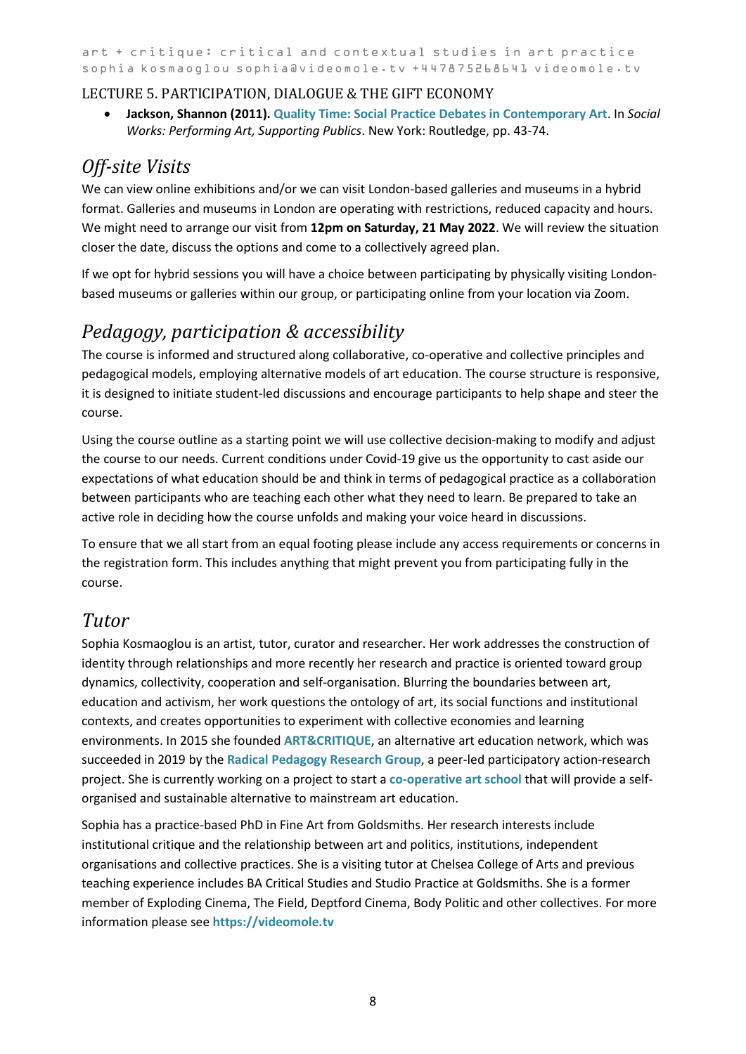LECTURE 5. PARTICIPATION, DIALOGUE & THE GIFT ECONOMY

- **Jackson, Shannon (2011). Quality Time: Social Practice Debates in Contemporary Art**. In *Social Works: Performing Art, Supporting Publics*. New York: Routledge, pp. 43-74.

## Off-site Visits

We can view online exhibitions and/or we can visit London-based galleries and museums in a hybrid format. Galleries and museums in London are operating with restrictions, reduced capacity and hours. We might need to arrange our visit from **12pm on Saturday, 21 May 2022**. We will review the situation closer the date, discuss the options and come to a collectively agreed plan.

If we opt for hybrid sessions you will have a choice between participating by physically visiting London-based museums or galleries within our group, or participating online from your location via Zoom.

## Pedagogy, participation & accessibility

The course is informed and structured along collaborative, co-operative and collective principles and pedagogical models, employing alternative models of art education. The course structure is responsive, it is designed to initiate student-led discussions and encourage participants to help shape and steer the course.

Using the course outline as a starting point we will use collective decision-making to modify and adjust the course to our needs. Current conditions under Covid-19 give us the opportunity to cast aside our expectations of what education should be and think in terms of pedagogical practice as a collaboration between participants who are teaching each other what they need to learn. Be prepared to take an active role in deciding how the course unfolds and making your voice heard in discussions.

To ensure that we all start from an equal footing please include any access requirements or concerns in the registration form. This includes anything that might prevent you from participating fully in the course.

## Tutor

Sophia Kosmaoglou is an artist, tutor, curator and researcher. Her work addresses the construction of identity through relationships and more recently her research and practice is oriented toward group dynamics, collectivity, cooperation and self-organisation. Blurring the boundaries between art, education and activism, her work questions the ontology of art, its social functions and institutional contexts, and creates opportunities to experiment with collective economies and learning environments. In 2015 she founded **ART&CRITIQUE**, an alternative art education network, which was succeeded in 2019 by the **Radical Pedagogy Research Group**, a peer-led participatory action-research project. She is currently working on a project to start a **co-operative art school** that will provide a self-organised and sustainable alternative to mainstream art education.

Sophia has a practice-based PhD in Fine Art from Goldsmiths. Her research interests include institutional critique and the relationship between art and politics, institutions, independent organisations and collective practices. She is a visiting tutor at Chelsea College of Arts and previous teaching experience includes BA Critical Studies and Studio Practice at Goldsmiths. She is a former member of Exploding Cinema, The Field, Deptford Cinema, Body Politic and other collectives. For more information please see **https://videomole.tv**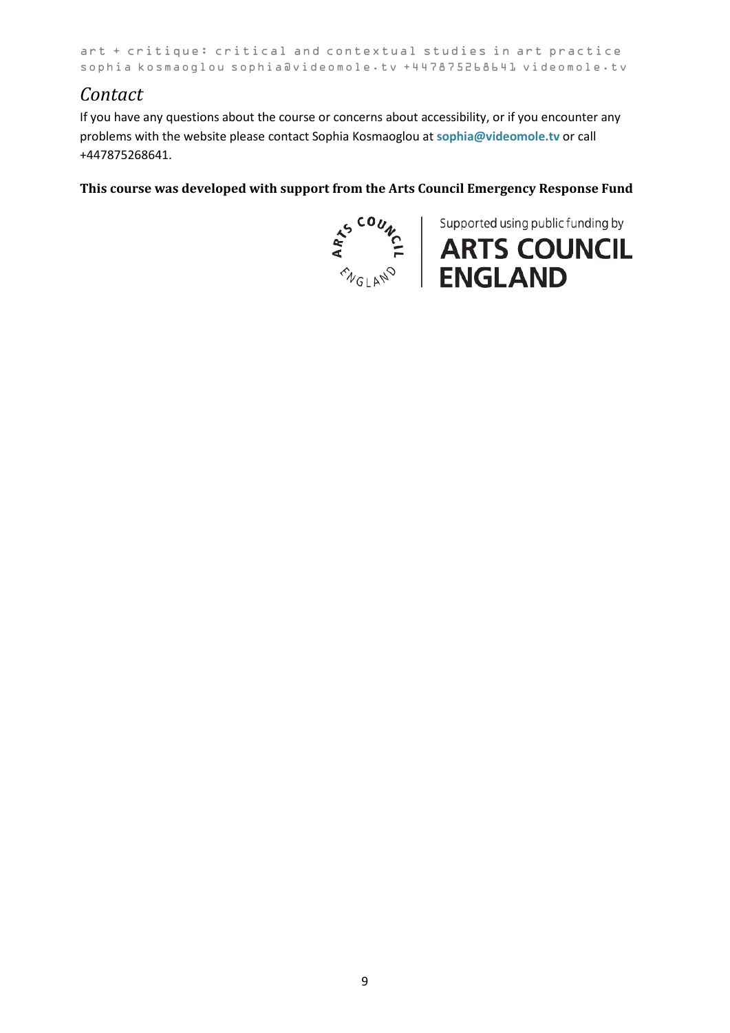## *Contact*

If you have any questions about the course or concerns about accessibility, or if you encounter any problems with the website please contact Sophia Kosmaoglou at **sophia@videomole.tv** or call +447875268641.

**This course was developed with support from the Arts Council Emergency Response Fund**

Supported using public funding by
**ARTS COUNCIL ENGLAND**